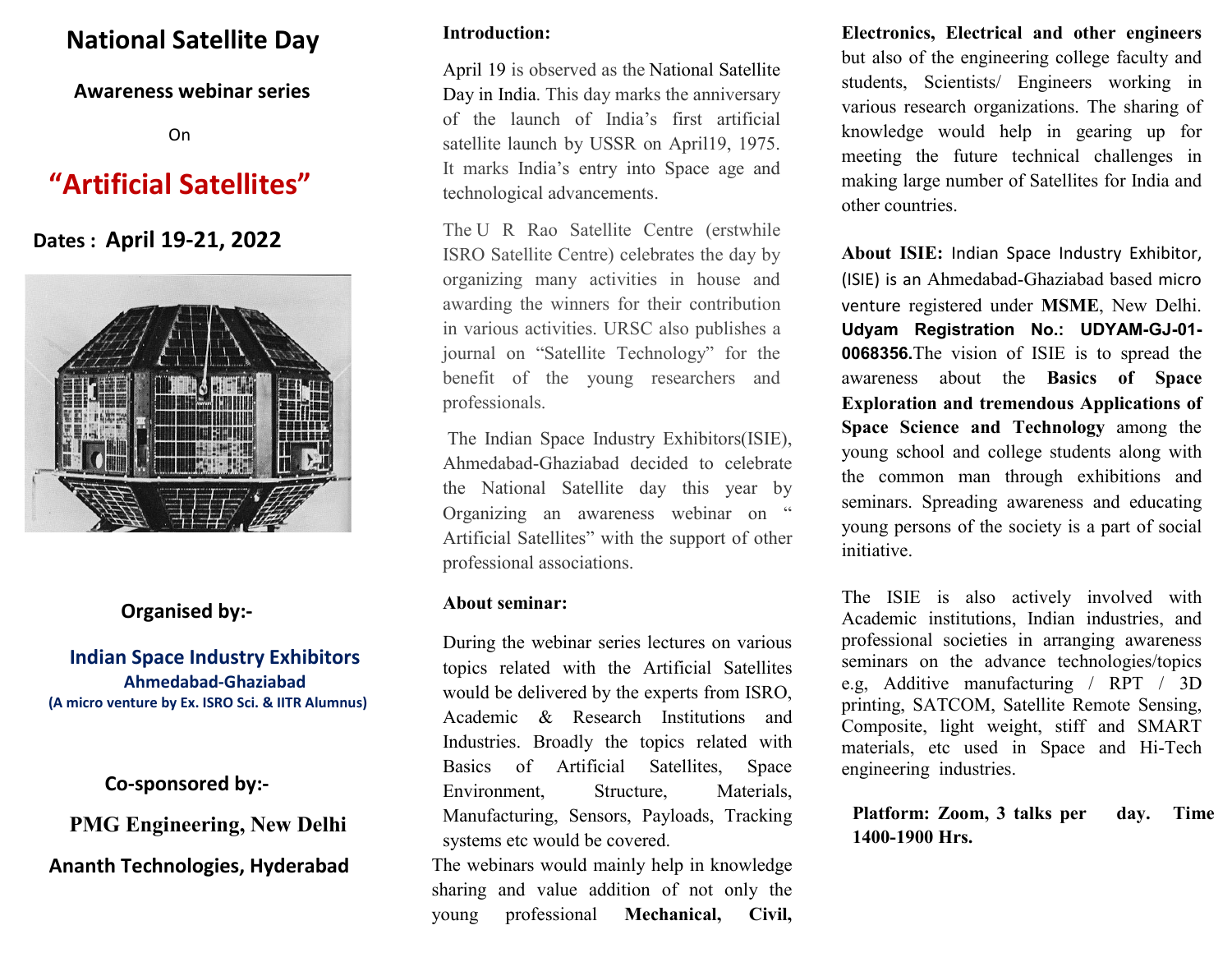# National Satellite Day

**Awareness webinar series**

On

## "Artificial Satellites"

**Dates : April 19-21, 2022**

**Organised by:-**

**Indian Space Industry Exhibitors**
**Ahmedabad-Ghaziabad**
**(A micro venture by Ex. ISRO Sci. & IITR Alumnus)**

**Co-sponsored by:-**

**PMG Engineering, New Delhi**

**Ananth Technologies, Hyderabad**

**Introduction:**

April 19 is observed as the National Satellite Day in India. This day marks the anniversary of the launch of India's first artificial satellite launch by USSR on April19, 1975. It marks India's entry into Space age and technological advancements.

The U R Rao Satellite Centre (erstwhile ISRO Satellite Centre) celebrates the day by organizing many activities in house and awarding the winners for their contribution in various activities. URSC also publishes a journal on "Satellite Technology" for the benefit of the young researchers and professionals.

The Indian Space Industry Exhibitors(ISIE), Ahmedabad-Ghaziabad decided to celebrate the National Satellite day this year by Organizing an awareness webinar on " Artificial Satellites" with the support of other professional associations.

**About seminar:**

During the webinar series lectures on various topics related with the Artificial Satellites would be delivered by the experts from ISRO, Academic & Research Institutions and Industries. Broadly the topics related with Basics of Artificial Satellites, Space Environment, Structure, Materials, Manufacturing, Sensors, Payloads, Tracking systems etc would be covered.

The webinars would mainly help in knowledge sharing and value addition of not only the young professional **Mechanical, Civil, Electronics, Electrical and other engineers** but also of the engineering college faculty and students, Scientists/ Engineers working in various research organizations. The sharing of knowledge would help in gearing up for meeting the future technical challenges in making large number of Satellites for India and other countries.

**About ISIE:** Indian Space Industry Exhibitor, (ISIE) is an Ahmedabad-Ghaziabad based micro venture registered under **MSME**, New Delhi. **Udyam Registration No.: UDYAM-GJ-01-0068356.** The vision of ISIE is to spread the awareness about the **Basics of Space Exploration and tremendous Applications of Space Science and Technology** among the young school and college students along with the common man through exhibitions and seminars. Spreading awareness and educating young persons of the society is a part of social initiative.

The ISIE is also actively involved with Academic institutions, Indian industries, and professional societies in arranging awareness seminars on the advance technologies/topics e.g, Additive manufacturing / RPT / 3D printing, SATCOM, Satellite Remote Sensing, Composite, light weight, stiff and SMART materials, etc used in Space and Hi-Tech engineering industries.

**Platform: Zoom, 3 talks per day. Time 1400-1900 Hrs.**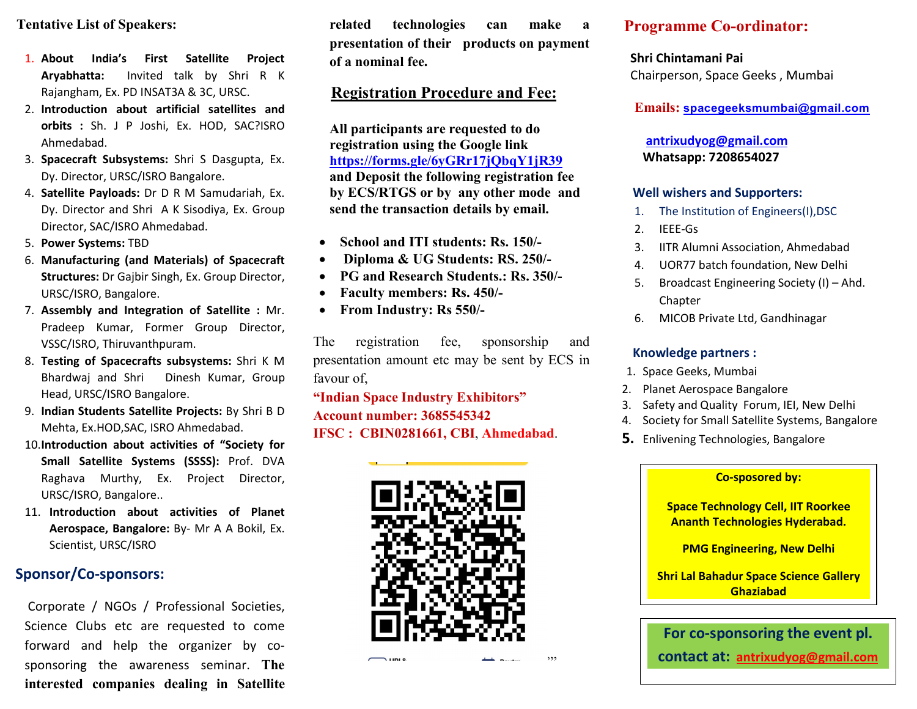**Tentative List of Speakers:**

1. **About India's First Satellite Project Aryabhatta:** Invited talk by Shri R K Rajangham, Ex. PD INSAT3A & 3C, URSC.
2. **Introduction about artificial satellites and orbits :** Sh. J P Joshi, Ex. HOD, SAC?ISRO Ahmedabad.
3. **Spacecraft Subsystems:** Shri S Dasgupta, Ex. Dy. Director, URSC/ISRO Bangalore.
4. **Satellite Payloads:** Dr D R M Samudariah, Ex. Dy. Director and Shri A K Sisodiya, Ex. Group Director, SAC/ISRO Ahmedabad.
5. **Power Systems:** TBD
6. **Manufacturing (and Materials) of Spacecraft Structures:** Dr Gajbir Singh, Ex. Group Director, URSC/ISRO, Bangalore.
7. **Assembly and Integration of Satellite :** Mr. Pradeep Kumar, Former Group Director, VSSC/ISRO, Thiruvanthpuram.
8. **Testing of Spacecrafts subsystems:** Shri K M Bhardwaj and Shri Dinesh Kumar, Group Head, URSC/ISRO Bangalore.
9. **Indian Students Satellite Projects:** By Shri B D Mehta, Ex.HOD,SAC, ISRO Ahmedabad.
10. **Introduction about activities of "Society for Small Satellite Systems (SSSS):** Prof. DVA Raghava Murthy, Ex. Project Director, URSC/ISRO, Bangalore..
11. **Introduction about activities of Planet Aerospace, Bangalore:** By- Mr A A Bokil, Ex. Scientist, URSC/ISRO

## Sponsor/Co-sponsors:

Corporate / NGOs / Professional Societies, Science Clubs etc are requested to come forward and help the organizer by co-sponsoring the awareness seminar. **The interested companies dealing in Satellite related technologies can make a presentation of their products on payment of a nominal fee.**

## Registration Procedure and Fee:

**All participants are requested to do registration using the Google link https://forms.gle/6yGRr17jQbqY1jR39 and Deposit the following registration fee by ECS/RTGS or by any other mode and send the transaction details by email.**

- **School and ITI students: Rs. 150/-**
- **Diploma & UG Students: RS. 250/-**
- **PG and Research Students.: Rs. 350/-**
- **Faculty members: Rs. 450/-**
- **From Industry: Rs 550/-**

The registration fee, sponsorship and presentation amount etc may be sent by ECS in favour of,

**"Indian Space Industry Exhibitors"**
**Account number: 3685545342**
**IFSC : CBIN0281661, CBI, Ahmedabad.**

## Programme Co-ordinator:

**Shri Chintamani Pai**
Chairperson, Space Geeks , Mumbai

**Emails:** spacegeeksmumbai@gmail.com

antrixudyog@gmail.com
**Whatsapp: 7208654027**

### Well wishers and Supporters:

1. The Institution of Engineers(I),DSC
2. IEEE-Gs
3. IITR Alumni Association, Ahmedabad
4. UOR77 batch foundation, New Delhi
5. Broadcast Engineering Society (I) – Ahd. Chapter
6. MICOB Private Ltd, Gandhinagar

### Knowledge partners :

1. Space Geeks, Mumbai
2. Planet Aerospace Bangalore
3. Safety and Quality Forum, IEI, New Delhi
4. Society for Small Satellite Systems, Bangalore
5. Enlivening Technologies, Bangalore

**Co-sposored by:**

**Space Technology Cell, IIT Roorkee**
**Ananth Technologies Hyderabad.**

**PMG Engineering, New Delhi**

**Shri Lal Bahadur Space Science Gallery Ghaziabad**

**For co-sponsoring the event pl. contact at: antrixudyog@gmail.com**